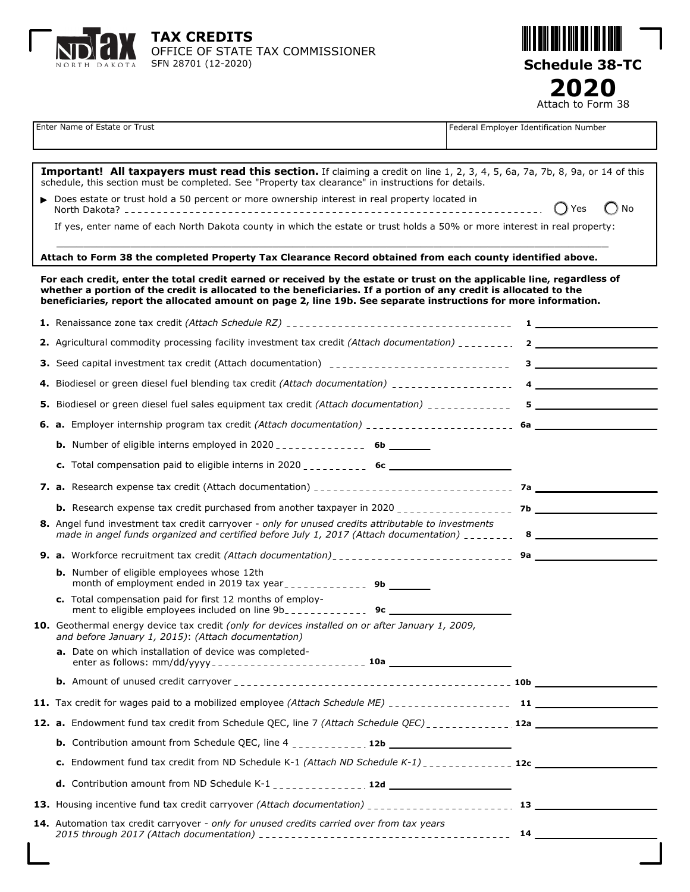# TAX CREDITS

OFFICE OF STATE TAX COMMISSIONER
SFN 28701 (12-2020)

**Schedule 38-TC**

**2020**

Attach to Form 38

| Enter Name of Estate or Trust | Federal Employer Identification Number |
|---|---|
| | |

**Important! All taxpayers must read this section.** If claiming a credit on line 1, 2, 3, 4, 5, 6a, 7a, 7b, 8, 9a, or 14 of this schedule, this section must be completed. See "Property tax clearance" in instructions for details.

▶ Does estate or trust hold a 50 percent or more ownership interest in real property located in North Dakota? ◯ Yes ◯ No

If yes, enter name of each North Dakota county in which the estate or trust holds a 50% or more interest in real property:

______________________________

**Attach to Form 38 the completed Property Tax Clearance Record obtained from each county identified above.**

**For each credit, enter the total credit earned or received by the estate or trust on the applicable line, regardless of whether a portion of the credit is allocated to the beneficiaries. If a portion of any credit is allocated to the beneficiaries, report the allocated amount on page 2, line 19b. See separate instructions for more information.**

**1.** Renaissance zone tax credit *(Attach Schedule RZ)* **1** ____________

**2.** Agricultural commodity processing facility investment tax credit *(Attach documentation)* **2** ____________

**3.** Seed capital investment tax credit (Attach documentation) **3** ____________

**4.** Biodiesel or green diesel fuel blending tax credit *(Attach documentation)* **4** ____________

**5.** Biodiesel or green diesel fuel sales equipment tax credit *(Attach documentation)* **5** ____________

**6. a.** Employer internship program tax credit *(Attach documentation)* **6a** ____________

**b.** Number of eligible interns employed in 2020 **6b** ____________

**c.** Total compensation paid to eligible interns in 2020 **6c** ____________

**7. a.** Research expense tax credit (Attach documentation) **7a** ____________

**b.** Research expense tax credit purchased from another taxpayer in 2020 **7b** ____________

**8.** Angel fund investment tax credit carryover - *only for unused credits attributable to investments made in angel funds organized and certified before July 1, 2017 (Attach documentation)* **8** ____________

**9. a.** Workforce recruitment tax credit *(Attach documentation)* **9a** ____________

**b.** Number of eligible employees whose 12th month of employment ended in 2019 tax year **9b** ____________

**c.** Total compensation paid for first 12 months of employment to eligible employees included on line 9b **9c** ____________

**10.** Geothermal energy device tax credit *(only for devices installed on or after January 1, 2009, and before January 1, 2015)*: *(Attach documentation)*

**a.** Date on which installation of device was completed- enter as follows: mm/dd/yyyy **10a** ____________

**b.** Amount of unused credit carryover **10b** ____________

**11.** Tax credit for wages paid to a mobilized employee *(Attach Schedule ME)* **11** ____________

**12. a.** Endowment fund tax credit from Schedule QEC, line 7 *(Attach Schedule QEC)* **12a** ____________

**b.** Contribution amount from Schedule QEC, line 4 **12b** ____________

**c.** Endowment fund tax credit from ND Schedule K-1 *(Attach ND Schedule K-1)* **12c** ____________

**d.** Contribution amount from ND Schedule K-1 **12d** ____________

**13.** Housing incentive fund tax credit carryover *(Attach documentation)* **13** ____________

**14.** Automation tax credit carryover - *only for unused credits carried over from tax years 2015 through 2017 (Attach documentation)* **14** ____________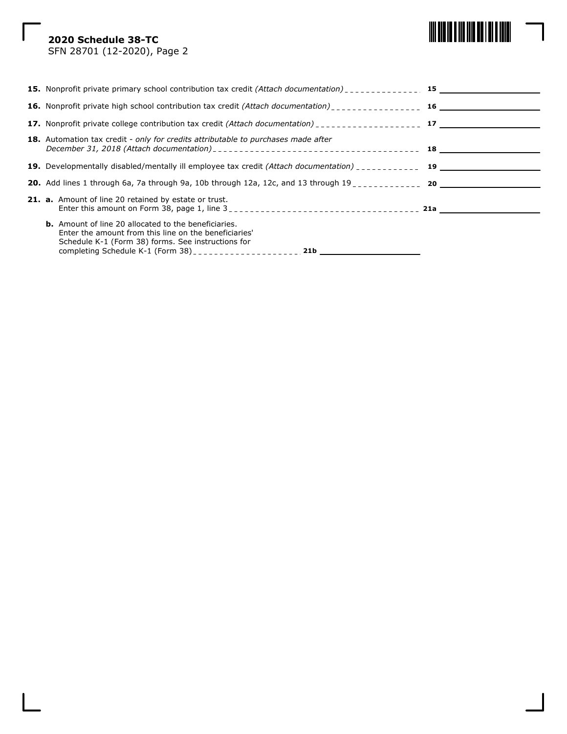**2020 Schedule 38-TC**
SFN 28701 (12-2020), Page 2

**15.** Nonprofit private primary school contribution tax credit *(Attach documentation)* **15** ____________

**16.** Nonprofit private high school contribution tax credit *(Attach documentation)* **16** ____________

**17.** Nonprofit private college contribution tax credit *(Attach documentation)* **17** ____________

**18.** Automation tax credit - *only for credits attributable to purchases made after December 31, 2018 (Attach documentation)* **18** ____________

**19.** Developmentally disabled/mentally ill employee tax credit *(Attach documentation)* **19** ____________

**20.** Add lines 1 through 6a, 7a through 9a, 10b through 12a, 12c, and 13 through 19 **20** ____________

**21. a.** Amount of line 20 retained by estate or trust. Enter this amount on Form 38, page 1, line 3 **21a** ____________

**b.** Amount of line 20 allocated to the beneficiaries. Enter the amount from this line on the beneficiaries' Schedule K-1 (Form 38) forms. See instructions for completing Schedule K-1 (Form 38) **21b** ____________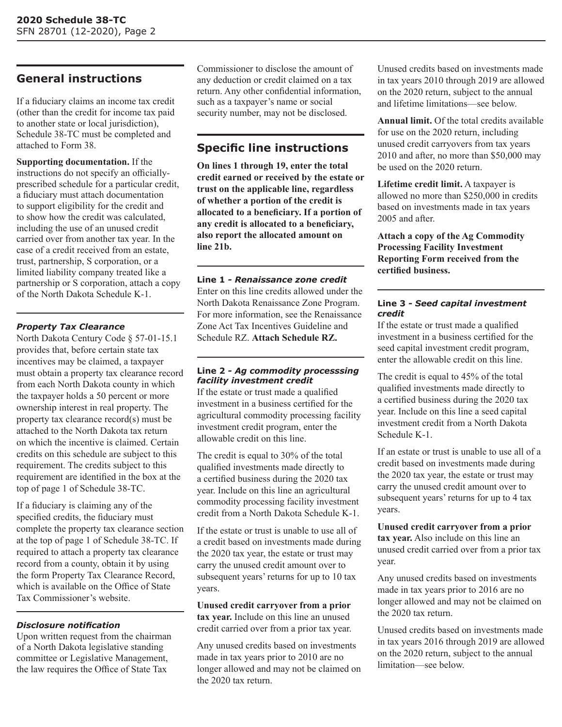## General instructions

If a fiduciary claims an income tax credit (other than the credit for income tax paid to another state or local jurisdiction), Schedule 38-TC must be completed and attached to Form 38.

**Supporting documentation.** If the instructions do not specify an officially-prescribed schedule for a particular credit, a fiduciary must attach documentation to support eligibility for the credit and to show how the credit was calculated, including the use of an unused credit carried over from another tax year. In the case of a credit received from an estate, trust, partnership, S corporation, or a limited liability company treated like a partnership or S corporation, attach a copy of the North Dakota Schedule K-1.

### *Property Tax Clearance*

North Dakota Century Code § 57-01-15.1 provides that, before certain state tax incentives may be claimed, a taxpayer must obtain a property tax clearance record from each North Dakota county in which the taxpayer holds a 50 percent or more ownership interest in real property. The property tax clearance record(s) must be attached to the North Dakota tax return on which the incentive is claimed. Certain credits on this schedule are subject to this requirement. The credits subject to this requirement are identified in the box at the top of page 1 of Schedule 38-TC.

If a fiduciary is claiming any of the specified credits, the fiduciary must complete the property tax clearance section at the top of page 1 of Schedule 38-TC. If required to attach a property tax clearance record from a county, obtain it by using the form Property Tax Clearance Record, which is available on the Office of State Tax Commissioner's website.

### *Disclosure notification*

Upon written request from the chairman of a North Dakota legislative standing committee or Legislative Management, the law requires the Office of State Tax Commissioner to disclose the amount of any deduction or credit claimed on a tax return. Any other confidential information, such as a taxpayer's name or social security number, may not be disclosed.

## Specific line instructions

**On lines 1 through 19, enter the total credit earned or received by the estate or trust on the applicable line, regardless of whether a portion of the credit is allocated to a beneficiary. If a portion of any credit is allocated to a beneficiary, also report the allocated amount on line 21b.**

### Line 1 - *Renaissance zone credit*

Enter on this line credits allowed under the North Dakota Renaissance Zone Program. For more information, see the Renaissance Zone Act Tax Incentives Guideline and Schedule RZ. **Attach Schedule RZ.**

### Line 2 - *Ag commodity processsing facility investment credit*

If the estate or trust made a qualified investment in a business certified for the agricultural commodity processing facility investment credit program, enter the allowable credit on this line.

The credit is equal to 30% of the total qualified investments made directly to a certified business during the 2020 tax year. Include on this line an agricultural commodity processing facility investment credit from a North Dakota Schedule K-1.

If the estate or trust is unable to use all of a credit based on investments made during the 2020 tax year, the estate or trust may carry the unused credit amount over to subsequent years' returns for up to 10 tax years.

**Unused credit carryover from a prior tax year.** Include on this line an unused credit carried over from a prior tax year.

Any unused credits based on investments made in tax years prior to 2010 are no longer allowed and may not be claimed on the 2020 tax return.

Unused credits based on investments made in tax years 2010 through 2019 are allowed on the 2020 return, subject to the annual and lifetime limitations—see below.

**Annual limit.** Of the total credits available for use on the 2020 return, including unused credit carryovers from tax years 2010 and after, no more than $50,000 may be used on the 2020 return.

**Lifetime credit limit.** A taxpayer is allowed no more than $250,000 in credits based on investments made in tax years 2005 and after.

**Attach a copy of the Ag Commodity Processing Facility Investment Reporting Form received from the certified business.**

### Line 3 - *Seed capital investment credit*

If the estate or trust made a qualified investment in a business certified for the seed capital investment credit program, enter the allowable credit on this line.

The credit is equal to 45% of the total qualified investments made directly to a certified business during the 2020 tax year. Include on this line a seed capital investment credit from a North Dakota Schedule K-1.

If an estate or trust is unable to use all of a credit based on investments made during the 2020 tax year, the estate or trust may carry the unused credit amount over to subsequent years' returns for up to 4 tax years.

**Unused credit carryover from a prior tax year.** Also include on this line an unused credit carried over from a prior tax year.

Any unused credits based on investments made in tax years prior to 2016 are no longer allowed and may not be claimed on the 2020 tax return.

Unused credits based on investments made in tax years 2016 through 2019 are allowed on the 2020 return, subject to the annual limitation—see below.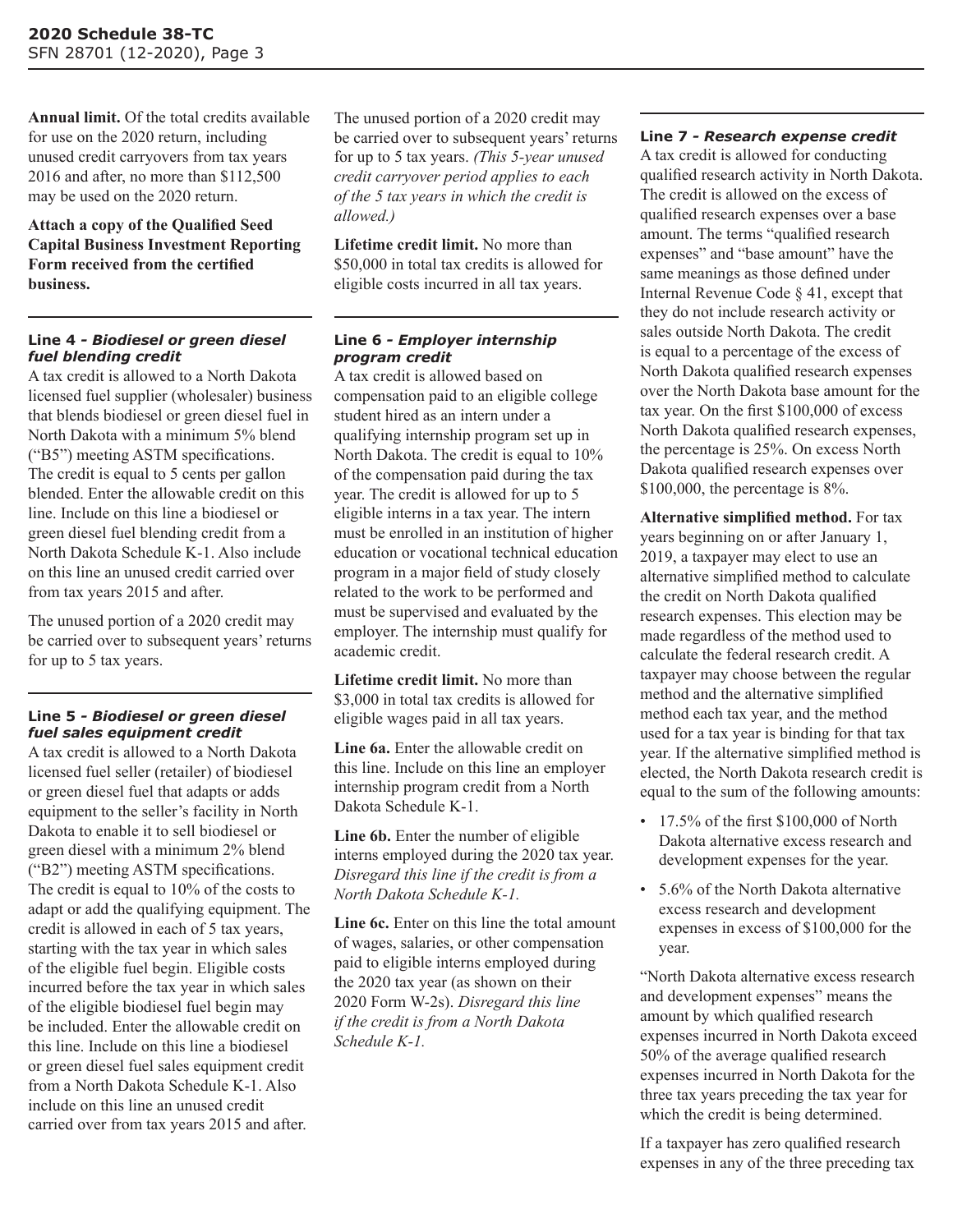**Annual limit.** Of the total credits available for use on the 2020 return, including unused credit carryovers from tax years 2016 and after, no more than $112,500 may be used on the 2020 return.

**Attach a copy of the Qualified Seed Capital Business Investment Reporting Form received from the certified business.**

### Line 4 - *Biodiesel or green diesel fuel blending credit*

A tax credit is allowed to a North Dakota licensed fuel supplier (wholesaler) business that blends biodiesel or green diesel fuel in North Dakota with a minimum 5% blend ("B5") meeting ASTM specifications. The credit is equal to 5 cents per gallon blended. Enter the allowable credit on this line. Include on this line a biodiesel or green diesel fuel blending credit from a North Dakota Schedule K-1. Also include on this line an unused credit carried over from tax years 2015 and after.

The unused portion of a 2020 credit may be carried over to subsequent years' returns for up to 5 tax years.

### Line 5 - *Biodiesel or green diesel fuel sales equipment credit*

A tax credit is allowed to a North Dakota licensed fuel seller (retailer) of biodiesel or green diesel fuel that adapts or adds equipment to the seller's facility in North Dakota to enable it to sell biodiesel or green diesel with a minimum 2% blend ("B2") meeting ASTM specifications. The credit is equal to 10% of the costs to adapt or add the qualifying equipment. The credit is allowed in each of 5 tax years, starting with the tax year in which sales of the eligible fuel begin. Eligible costs incurred before the tax year in which sales of the eligible biodiesel fuel begin may be included. Enter the allowable credit on this line. Include on this line a biodiesel or green diesel fuel sales equipment credit from a North Dakota Schedule K-1. Also include on this line an unused credit carried over from tax years 2015 and after.

The unused portion of a 2020 credit may be carried over to subsequent years' returns for up to 5 tax years. *(This 5-year unused credit carryover period applies to each of the 5 tax years in which the credit is allowed.)*

**Lifetime credit limit.** No more than $50,000 in total tax credits is allowed for eligible costs incurred in all tax years.

### Line 6 - *Employer internship program credit*

A tax credit is allowed based on compensation paid to an eligible college student hired as an intern under a qualifying internship program set up in North Dakota. The credit is equal to 10% of the compensation paid during the tax year. The credit is allowed for up to 5 eligible interns in a tax year. The intern must be enrolled in an institution of higher education or vocational technical education program in a major field of study closely related to the work to be performed and must be supervised and evaluated by the employer. The internship must qualify for academic credit.

**Lifetime credit limit.** No more than $3,000 in total tax credits is allowed for eligible wages paid in all tax years.

**Line 6a.** Enter the allowable credit on this line. Include on this line an employer internship program credit from a North Dakota Schedule K-1.

**Line 6b.** Enter the number of eligible interns employed during the 2020 tax year. *Disregard this line if the credit is from a North Dakota Schedule K-1.*

**Line 6c.** Enter on this line the total amount of wages, salaries, or other compensation paid to eligible interns employed during the 2020 tax year (as shown on their 2020 Form W-2s). *Disregard this line if the credit is from a North Dakota Schedule K-1.*

### Line 7 - *Research expense credit*

A tax credit is allowed for conducting qualified research activity in North Dakota. The credit is allowed on the excess of qualified research expenses over a base amount. The terms "qualified research expenses" and "base amount" have the same meanings as those defined under Internal Revenue Code § 41, except that they do not include research activity or sales outside North Dakota. The credit is equal to a percentage of the excess of North Dakota qualified research expenses over the North Dakota base amount for the tax year. On the first $100,000 of excess North Dakota qualified research expenses, the percentage is 25%. On excess North Dakota qualified research expenses over $100,000, the percentage is 8%.

**Alternative simplified method.** For tax years beginning on or after January 1, 2019, a taxpayer may elect to use an alternative simplified method to calculate the credit on North Dakota qualified research expenses. This election may be made regardless of the method used to calculate the federal research credit. A taxpayer may choose between the regular method and the alternative simplified method each tax year, and the method used for a tax year is binding for that tax year. If the alternative simplified method is elected, the North Dakota research credit is equal to the sum of the following amounts:

- 17.5% of the first $100,000 of North Dakota alternative excess research and development expenses for the year.
- 5.6% of the North Dakota alternative excess research and development expenses in excess of $100,000 for the year.

"North Dakota alternative excess research and development expenses" means the amount by which qualified research expenses incurred in North Dakota exceed 50% of the average qualified research expenses incurred in North Dakota for the three tax years preceding the tax year for which the credit is being determined.

If a taxpayer has zero qualified research expenses in any of the three preceding tax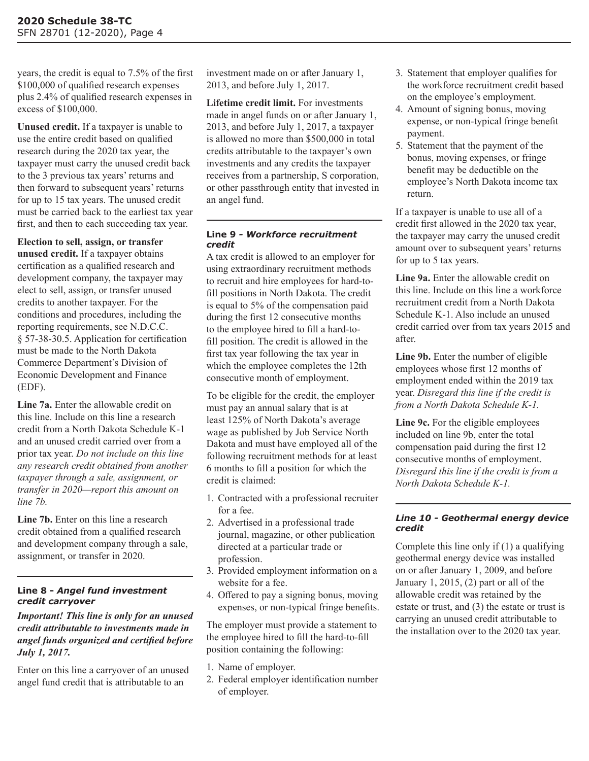years, the credit is equal to 7.5% of the first $100,000 of qualified research expenses plus 2.4% of qualified research expenses in excess of $100,000.

**Unused credit.** If a taxpayer is unable to use the entire credit based on qualified research during the 2020 tax year, the taxpayer must carry the unused credit back to the 3 previous tax years' returns and then forward to subsequent years' returns for up to 15 tax years. The unused credit must be carried back to the earliest tax year first, and then to each succeeding tax year.

**Election to sell, assign, or transfer unused credit.** If a taxpayer obtains certification as a qualified research and development company, the taxpayer may elect to sell, assign, or transfer unused credits to another taxpayer. For the conditions and procedures, including the reporting requirements, see N.D.C.C. § 57-38-30.5. Application for certification must be made to the North Dakota Commerce Department's Division of Economic Development and Finance (EDF).

**Line 7a.** Enter the allowable credit on this line. Include on this line a research credit from a North Dakota Schedule K-1 and an unused credit carried over from a prior tax year. *Do not include on this line any research credit obtained from another taxpayer through a sale, assignment, or transfer in 2020—report this amount on line 7b.*

**Line 7b.** Enter on this line a research credit obtained from a qualified research and development company through a sale, assignment, or transfer in 2020.

### Line 8 - *Angel fund investment credit carryover*

***Important! This line is only for an unused credit attributable to investments made in angel funds organized and certified before July 1, 2017.***

Enter on this line a carryover of an unused angel fund credit that is attributable to an investment made on or after January 1, 2013, and before July 1, 2017.

**Lifetime credit limit.** For investments made in angel funds on or after January 1, 2013, and before July 1, 2017, a taxpayer is allowed no more than $500,000 in total credits attributable to the taxpayer's own investments and any credits the taxpayer receives from a partnership, S corporation, or other passthrough entity that invested in an angel fund.

### Line 9 - *Workforce recruitment credit*

A tax credit is allowed to an employer for using extraordinary recruitment methods to recruit and hire employees for hard-to-fill positions in North Dakota. The credit is equal to 5% of the compensation paid during the first 12 consecutive months to the employee hired to fill a hard-to-fill position. The credit is allowed in the first tax year following the tax year in which the employee completes the 12th consecutive month of employment.

To be eligible for the credit, the employer must pay an annual salary that is at least 125% of North Dakota's average wage as published by Job Service North Dakota and must have employed all of the following recruitment methods for at least 6 months to fill a position for which the credit is claimed:

1. Contracted with a professional recruiter for a fee.
2. Advertised in a professional trade journal, magazine, or other publication directed at a particular trade or profession.
3. Provided employment information on a website for a fee.
4. Offered to pay a signing bonus, moving expenses, or non-typical fringe benefits.

The employer must provide a statement to the employee hired to fill the hard-to-fill position containing the following:

1. Name of employer.
2. Federal employer identification number of employer.
3. Statement that employer qualifies for the workforce recruitment credit based on the employee's employment.
4. Amount of signing bonus, moving expense, or non-typical fringe benefit payment.
5. Statement that the payment of the bonus, moving expenses, or fringe benefit may be deductible on the employee's North Dakota income tax return.

If a taxpayer is unable to use all of a credit first allowed in the 2020 tax year, the taxpayer may carry the unused credit amount over to subsequent years' returns for up to 5 tax years.

**Line 9a.** Enter the allowable credit on this line. Include on this line a workforce recruitment credit from a North Dakota Schedule K-1. Also include an unused credit carried over from tax years 2015 and after.

**Line 9b.** Enter the number of eligible employees whose first 12 months of employment ended within the 2019 tax year. *Disregard this line if the credit is from a North Dakota Schedule K-1.*

**Line 9c.** For the eligible employees included on line 9b, enter the total compensation paid during the first 12 consecutive months of employment. *Disregard this line if the credit is from a North Dakota Schedule K-1.*

### *Line 10 - Geothermal energy device credit*

Complete this line only if (1) a qualifying geothermal energy device was installed on or after January 1, 2009, and before January 1, 2015, (2) part or all of the allowable credit was retained by the estate or trust, and (3) the estate or trust is carrying an unused credit attributable to the installation over to the 2020 tax year.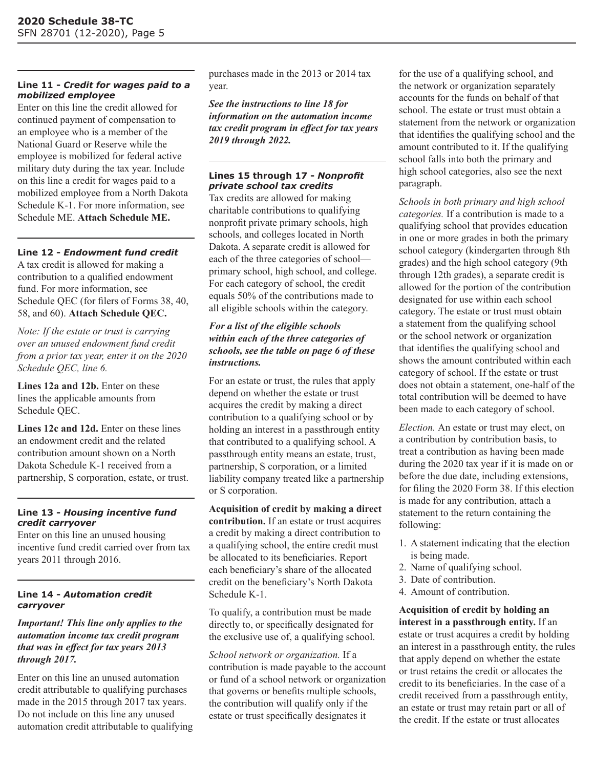### Line 11 - *Credit for wages paid to a mobilized employee*

Enter on this line the credit allowed for continued payment of compensation to an employee who is a member of the National Guard or Reserve while the employee is mobilized for federal active military duty during the tax year. Include on this line a credit for wages paid to a mobilized employee from a North Dakota Schedule K-1. For more information, see Schedule ME. **Attach Schedule ME.**

### Line 12 - *Endowment fund credit*

A tax credit is allowed for making a contribution to a qualified endowment fund. For more information, see Schedule QEC (for filers of Forms 38, 40, 58, and 60). **Attach Schedule QEC.**

*Note: If the estate or trust is carrying over an unused endowment fund credit from a prior tax year, enter it on the 2020 Schedule QEC, line 6.*

**Lines 12a and 12b.** Enter on these lines the applicable amounts from Schedule QEC.

**Lines 12c and 12d.** Enter on these lines an endowment credit and the related contribution amount shown on a North Dakota Schedule K-1 received from a partnership, S corporation, estate, or trust.

### Line 13 - *Housing incentive fund credit carryover*

Enter on this line an unused housing incentive fund credit carried over from tax years 2011 through 2016.

### Line 14 - *Automation credit carryover*

***Important! This line only applies to the automation income tax credit program that was in effect for tax years 2013 through 2017.***

Enter on this line an unused automation credit attributable to qualifying purchases made in the 2015 through 2017 tax years. Do not include on this line any unused automation credit attributable to qualifying purchases made in the 2013 or 2014 tax year.

***See the instructions to line 18 for information on the automation income tax credit program in effect for tax years 2019 through 2022.***

### Lines 15 through 17 - *Nonprofit private school tax credits*

Tax credits are allowed for making charitable contributions to qualifying nonprofit private primary schools, high schools, and colleges located in North Dakota. A separate credit is allowed for each of the three categories of school—primary school, high school, and college. For each category of school, the credit equals 50% of the contributions made to all eligible schools within the category.

***For a list of the eligible schools within each of the three categories of schools, see the table on page 6 of these instructions.***

For an estate or trust, the rules that apply depend on whether the estate or trust acquires the credit by making a direct contribution to a qualifying school or by holding an interest in a passthrough entity that contributed to a qualifying school. A passthrough entity means an estate, trust, partnership, S corporation, or a limited liability company treated like a partnership or S corporation.

**Acquisition of credit by making a direct contribution.** If an estate or trust acquires a credit by making a direct contribution to a qualifying school, the entire credit must be allocated to its beneficiaries. Report each beneficiary's share of the allocated credit on the beneficiary's North Dakota Schedule K-1.

To qualify, a contribution must be made directly to, or specifically designated for the exclusive use of, a qualifying school.

*School network or organization.* If a contribution is made payable to the account or fund of a school network or organization that governs or benefits multiple schools, the contribution will qualify only if the estate or trust specifically designates it for the use of a qualifying school, and the network or organization separately accounts for the funds on behalf of that school. The estate or trust must obtain a statement from the network or organization that identifies the qualifying school and the amount contributed to it. If the qualifying school falls into both the primary and high school categories, also see the next paragraph.

*Schools in both primary and high school categories.* If a contribution is made to a qualifying school that provides education in one or more grades in both the primary school category (kindergarten through 8th grades) and the high school category (9th through 12th grades), a separate credit is allowed for the portion of the contribution designated for use within each school category. The estate or trust must obtain a statement from the qualifying school or the school network or organization that identifies the qualifying school and shows the amount contributed within each category of school. If the estate or trust does not obtain a statement, one-half of the total contribution will be deemed to have been made to each category of school.

*Election.* An estate or trust may elect, on a contribution by contribution basis, to treat a contribution as having been made during the 2020 tax year if it is made on or before the due date, including extensions, for filing the 2020 Form 38. If this election is made for any contribution, attach a statement to the return containing the following:

1. A statement indicating that the election is being made.
2. Name of qualifying school.
3. Date of contribution.
4. Amount of contribution.

**Acquisition of credit by holding an interest in a passthrough entity.** If an estate or trust acquires a credit by holding an interest in a passthrough entity, the rules that apply depend on whether the estate or trust retains the credit or allocates the credit to its beneficiaries. In the case of a credit received from a passthrough entity, an estate or trust may retain part or all of the credit. If the estate or trust allocates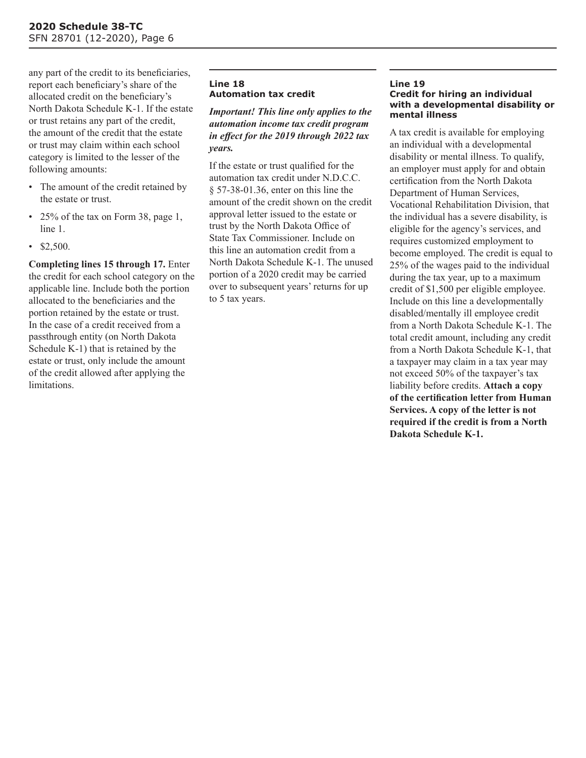any part of the credit to its beneficiaries, report each beneficiary's share of the allocated credit on the beneficiary's North Dakota Schedule K-1. If the estate or trust retains any part of the credit, the amount of the credit that the estate or trust may claim within each school category is limited to the lesser of the following amounts:

- The amount of the credit retained by the estate or trust.
- 25% of the tax on Form 38, page 1, line 1.
- $2,500.

**Completing lines 15 through 17.** Enter the credit for each school category on the applicable line. Include both the portion allocated to the beneficiaries and the portion retained by the estate or trust. In the case of a credit received from a passthrough entity (on North Dakota Schedule K-1) that is retained by the estate or trust, only include the amount of the credit allowed after applying the limitations.

### Line 18
### Automation tax credit

***Important! This line only applies to the automation income tax credit program in effect for the 2019 through 2022 tax years.***

If the estate or trust qualified for the automation tax credit under N.D.C.C. § 57-38-01.36, enter on this line the amount of the credit shown on the credit approval letter issued to the estate or trust by the North Dakota Office of State Tax Commissioner. Include on this line an automation credit from a North Dakota Schedule K-1. The unused portion of a 2020 credit may be carried over to subsequent years' returns for up to 5 tax years.

### Line 19
### Credit for hiring an individual with a developmental disability or mental illness

A tax credit is available for employing an individual with a developmental disability or mental illness. To qualify, an employer must apply for and obtain certification from the North Dakota Department of Human Services, Vocational Rehabilitation Division, that the individual has a severe disability, is eligible for the agency's services, and requires customized employment to become employed. The credit is equal to 25% of the wages paid to the individual during the tax year, up to a maximum credit of $1,500 per eligible employee. Include on this line a developmentally disabled/mentally ill employee credit from a North Dakota Schedule K-1. The total credit amount, including any credit from a North Dakota Schedule K-1, that a taxpayer may claim in a tax year may not exceed 50% of the taxpayer's tax liability before credits. **Attach a copy of the certification letter from Human Services. A copy of the letter is not required if the credit is from a North Dakota Schedule K-1.**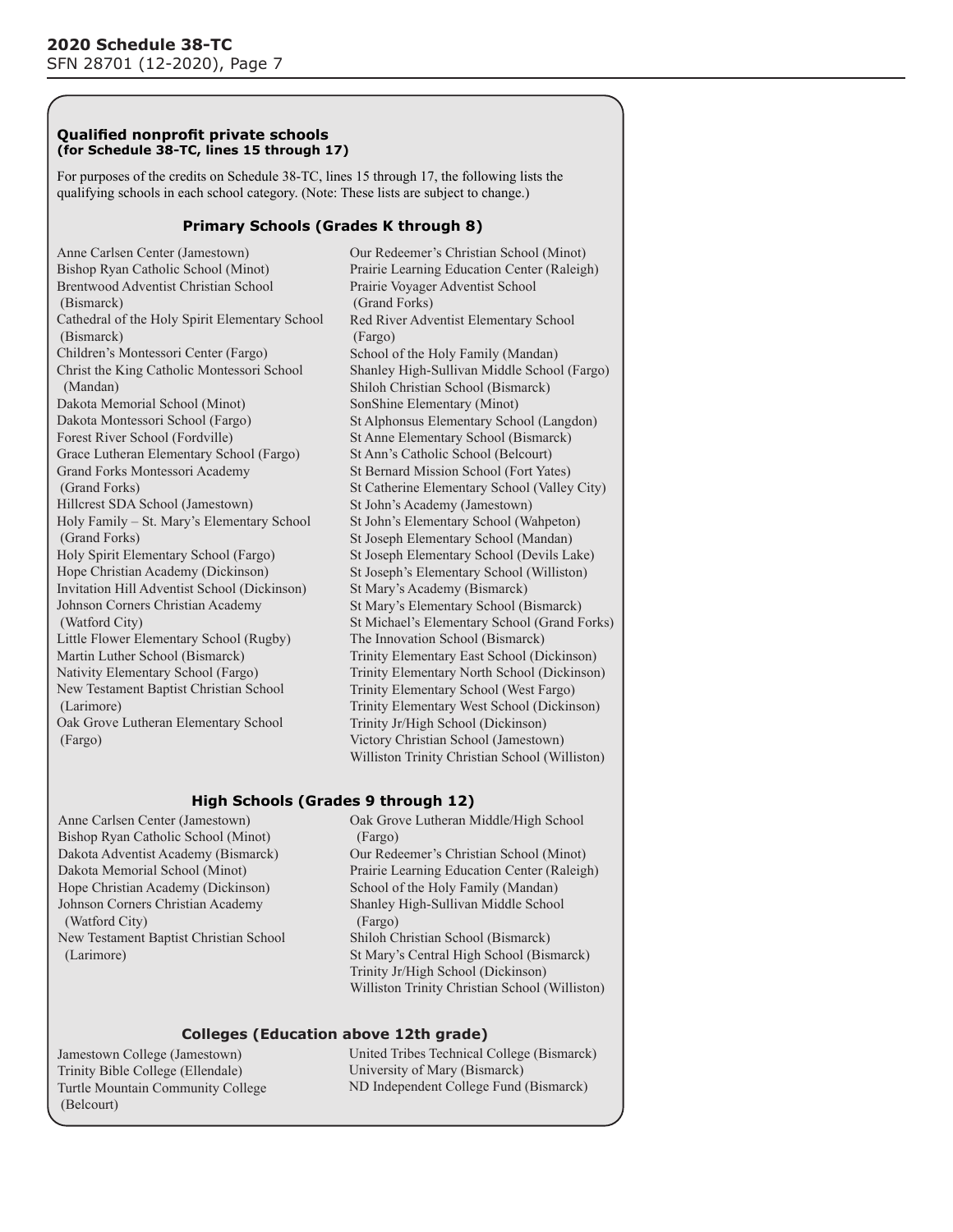### Qualified nonprofit private schools
**(for Schedule 38-TC, lines 15 through 17)**

For purposes of the credits on Schedule 38-TC, lines 15 through 17, the following lists the qualifying schools in each school category. (Note: These lists are subject to change.)

#### Primary Schools (Grades K through 8)

Anne Carlsen Center (Jamestown)
Bishop Ryan Catholic School (Minot)
Brentwood Adventist Christian School (Bismarck)
Cathedral of the Holy Spirit Elementary School (Bismarck)
Children's Montessori Center (Fargo)
Christ the King Catholic Montessori School (Mandan)
Dakota Memorial School (Minot)
Dakota Montessori School (Fargo)
Forest River School (Fordville)
Grace Lutheran Elementary School (Fargo)
Grand Forks Montessori Academy (Grand Forks)
Hillcrest SDA School (Jamestown)
Holy Family – St. Mary's Elementary School (Grand Forks)
Holy Spirit Elementary School (Fargo)
Hope Christian Academy (Dickinson)
Invitation Hill Adventist School (Dickinson)
Johnson Corners Christian Academy (Watford City)
Little Flower Elementary School (Rugby)
Martin Luther School (Bismarck)
Nativity Elementary School (Fargo)
New Testament Baptist Christian School (Larimore)
Oak Grove Lutheran Elementary School (Fargo)
Our Redeemer's Christian School (Minot)
Prairie Learning Education Center (Raleigh)
Prairie Voyager Adventist School (Grand Forks)
Red River Adventist Elementary School (Fargo)
School of the Holy Family (Mandan)
Shanley High-Sullivan Middle School (Fargo)
Shiloh Christian School (Bismarck)
SonShine Elementary (Minot)
St Alphonsus Elementary School (Langdon)
St Anne Elementary School (Bismarck)
St Ann's Catholic School (Belcourt)
St Bernard Mission School (Fort Yates)
St Catherine Elementary School (Valley City)
St John's Academy (Jamestown)
St John's Elementary School (Wahpeton)
St Joseph Elementary School (Mandan)
St Joseph Elementary School (Devils Lake)
St Joseph's Elementary School (Williston)
St Mary's Academy (Bismarck)
St Mary's Elementary School (Bismarck)
St Michael's Elementary School (Grand Forks)
The Innovation School (Bismarck)
Trinity Elementary East School (Dickinson)
Trinity Elementary North School (Dickinson)
Trinity Elementary School (West Fargo)
Trinity Elementary West School (Dickinson)
Trinity Jr/High School (Dickinson)
Victory Christian School (Jamestown)
Williston Trinity Christian School (Williston)

#### High Schools (Grades 9 through 12)

Anne Carlsen Center (Jamestown)
Bishop Ryan Catholic School (Minot)
Dakota Adventist Academy (Bismarck)
Dakota Memorial School (Minot)
Hope Christian Academy (Dickinson)
Johnson Corners Christian Academy (Watford City)
New Testament Baptist Christian School (Larimore)
Oak Grove Lutheran Middle/High School (Fargo)
Our Redeemer's Christian School (Minot)
Prairie Learning Education Center (Raleigh)
School of the Holy Family (Mandan)
Shanley High-Sullivan Middle School (Fargo)
Shiloh Christian School (Bismarck)
St Mary's Central High School (Bismarck)
Trinity Jr/High School (Dickinson)
Williston Trinity Christian School (Williston)

#### Colleges (Education above 12th grade)

Jamestown College (Jamestown)
Trinity Bible College (Ellendale)
Turtle Mountain Community College (Belcourt)
United Tribes Technical College (Bismarck)
University of Mary (Bismarck)
ND Independent College Fund (Bismarck)